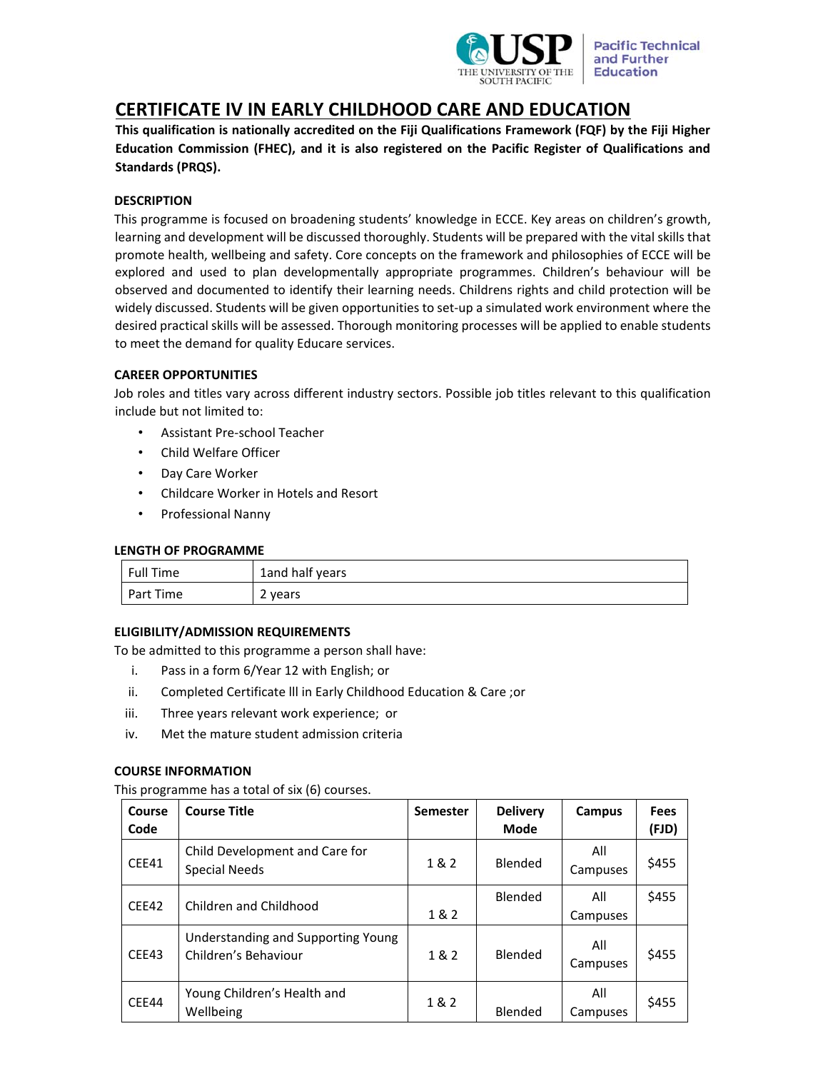# CERTIFICATE IV IN EARLY CHILDHOOD CARE AND EDUCATION

**This qualification is nationally accredited on the Fiji Qualifications Framework (FQF) by the Fiji Higher Education Commission (FHEC), and it is also registered on the Pacific Register of Qualifications and Standards (PRQS).**

### DESCRIPTION

This programme is focused on broadening students' knowledge in ECCE. Key areas on children's growth, learning and development will be discussed thoroughly. Students will be prepared with the vital skills that promote health, wellbeing and safety. Core concepts on the framework and philosophies of ECCE will be explored and used to plan developmentally appropriate programmes. Children's behaviour will be observed and documented to identify their learning needs. Childrens rights and child protection will be widely discussed. Students will be given opportunities to set-up a simulated work environment where the desired practical skills will be assessed. Thorough monitoring processes will be applied to enable students to meet the demand for quality Educare services.

### CAREER OPPORTUNITIES

Job roles and titles vary across different industry sectors. Possible job titles relevant to this qualification include but not limited to:

- Assistant Pre-school Teacher
- Child Welfare Officer
- Day Care Worker
- Childcare Worker in Hotels and Resort
- Professional Nanny

### LENGTH OF PROGRAMME

| | |
|---|---|
| Full Time | 1and half years |
| Part Time | 2 years |

### ELIGIBILITY/ADMISSION REQUIREMENTS

To be admitted to this programme a person shall have:

i. Pass in a form 6/Year 12 with English; or
ii. Completed Certificate lll in Early Childhood Education & Care ;or
iii. Three years relevant work experience; or
iv. Met the mature student admission criteria

### COURSE INFORMATION

This programme has a total of six (6) courses.

| Course Code | Course Title | Semester | Delivery Mode | Campus | Fees (FJD) |
|---|---|---|---|---|---|
| CEE41 | Child Development and Care for Special Needs | 1 & 2 | Blended | All Campuses | $455 |
| CEE42 | Children and Childhood | 1 & 2 | Blended | All Campuses | $455 |
| CEE43 | Understanding and Supporting Young Children's Behaviour | 1 & 2 | Blended | All Campuses | $455 |
| CEE44 | Young Children's Health and Wellbeing | 1 & 2 | Blended | All Campuses | $455 |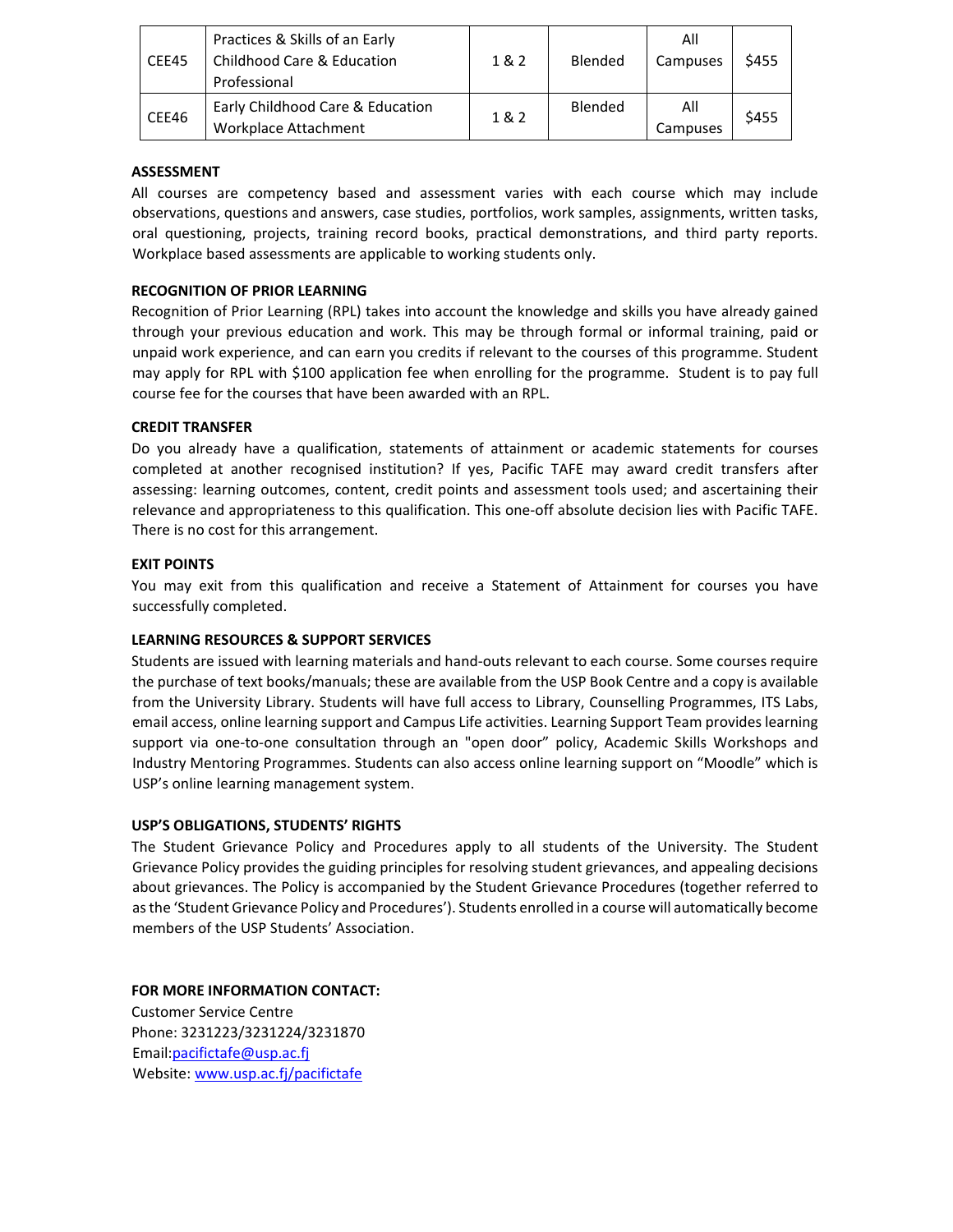| | | | | | |
|---|---|---|---|---|---|
| CEE45 | Practices & Skills of an Early Childhood Care & Education Professional | 1 & 2 | Blended | All Campuses | $455 |
| CEE46 | Early Childhood Care & Education Workplace Attachment | 1 & 2 | Blended | All Campuses | $455 |

**ASSESSMENT**

All courses are competency based and assessment varies with each course which may include observations, questions and answers, case studies, portfolios, work samples, assignments, written tasks, oral questioning, projects, training record books, practical demonstrations, and third party reports. Workplace based assessments are applicable to working students only.

**RECOGNITION OF PRIOR LEARNING**

Recognition of Prior Learning (RPL) takes into account the knowledge and skills you have already gained through your previous education and work. This may be through formal or informal training, paid or unpaid work experience, and can earn you credits if relevant to the courses of this programme. Student may apply for RPL with $100 application fee when enrolling for the programme. Student is to pay full course fee for the courses that have been awarded with an RPL.

**CREDIT TRANSFER**

Do you already have a qualification, statements of attainment or academic statements for courses completed at another recognised institution? If yes, Pacific TAFE may award credit transfers after assessing: learning outcomes, content, credit points and assessment tools used; and ascertaining their relevance and appropriateness to this qualification. This one-off absolute decision lies with Pacific TAFE. There is no cost for this arrangement.

**EXIT POINTS**

You may exit from this qualification and receive a Statement of Attainment for courses you have successfully completed.

**LEARNING RESOURCES & SUPPORT SERVICES**

Students are issued with learning materials and hand-outs relevant to each course. Some courses require the purchase of text books/manuals; these are available from the USP Book Centre and a copy is available from the University Library. Students will have full access to Library, Counselling Programmes, ITS Labs, email access, online learning support and Campus Life activities. Learning Support Team provides learning support via one-to-one consultation through an "open door" policy, Academic Skills Workshops and Industry Mentoring Programmes. Students can also access online learning support on "Moodle" which is USP's online learning management system.

**USP'S OBLIGATIONS, STUDENTS' RIGHTS**

The Student Grievance Policy and Procedures apply to all students of the University. The Student Grievance Policy provides the guiding principles for resolving student grievances, and appealing decisions about grievances. The Policy is accompanied by the Student Grievance Procedures (together referred to as the 'Student Grievance Policy and Procedures'). Students enrolled in a course will automatically become members of the USP Students' Association.

**FOR MORE INFORMATION CONTACT:**

Customer Service Centre
Phone: 3231223/3231224/3231870
Email:pacifictafe@usp.ac.fj
Website: www.usp.ac.fj/pacifictafe